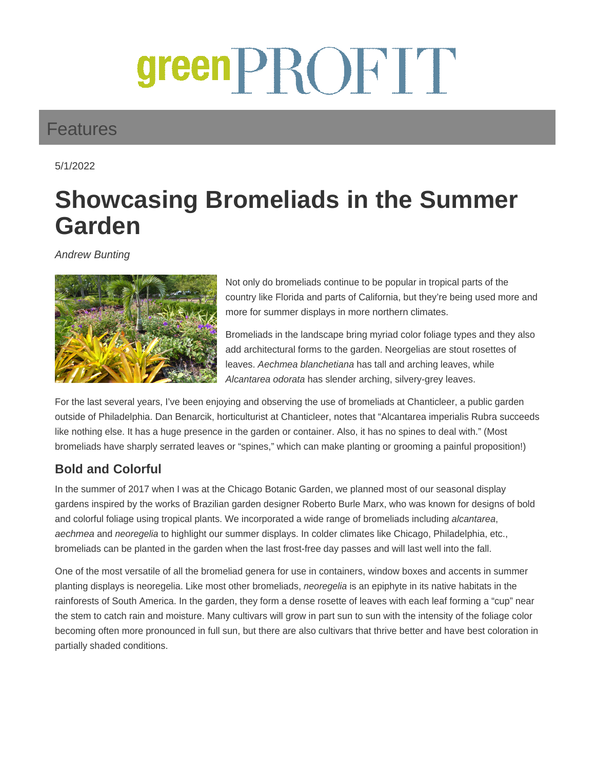greenPROFIT

Features

5/1/2022

# Showcasing Bromeliads in the Summer Garden

*Andrew Bunting*

Not only do bromeliads continue to be popular in tropical parts of the country like Florida and parts of California, but they're being used more and more for summer displays in more northern climates.

Bromeliads in the landscape bring myriad color foliage types and they also add architectural forms to the garden. Neorgelias are stout rosettes of leaves. *Aechmea blanchetiana* has tall and arching leaves, while *Alcantarea odorata* has slender arching, silvery-grey leaves.

For the last several years, I've been enjoying and observing the use of bromeliads at Chanticleer, a public garden outside of Philadelphia. Dan Benarcik, horticulturist at Chanticleer, notes that "Alcantarea imperialis Rubra succeeds like nothing else. It has a huge presence in the garden or container. Also, it has no spines to deal with." (Most bromeliads have sharply serrated leaves or "spines," which can make planting or grooming a painful proposition!)

## Bold and Colorful

In the summer of 2017 when I was at the Chicago Botanic Garden, we planned most of our seasonal display gardens inspired by the works of Brazilian garden designer Roberto Burle Marx, who was known for designs of bold and colorful foliage using tropical plants. We incorporated a wide range of bromeliads including *alcantarea*, *aechmea* and *neoregelia* to highlight our summer displays. In colder climates like Chicago, Philadelphia, etc., bromeliads can be planted in the garden when the last frost-free day passes and will last well into the fall.

One of the most versatile of all the bromeliad genera for use in containers, window boxes and accents in summer planting displays is neoregelia. Like most other bromeliads, *neoregelia* is an epiphyte in its native habitats in the rainforests of South America. In the garden, they form a dense rosette of leaves with each leaf forming a "cup" near the stem to catch rain and moisture. Many cultivars will grow in part sun to sun with the intensity of the foliage color becoming often more pronounced in full sun, but there are also cultivars that thrive better and have best coloration in partially shaded conditions.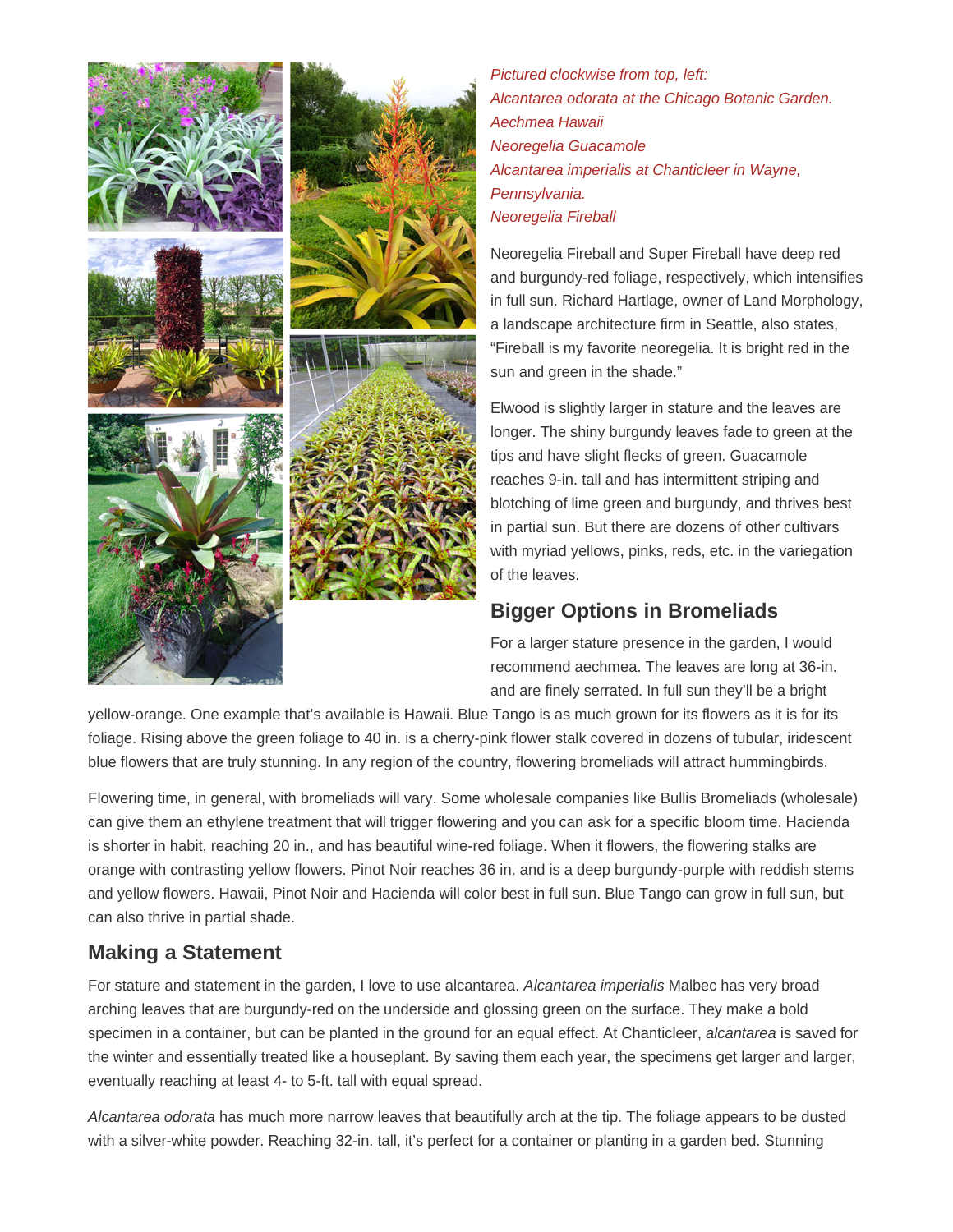*Pictured clockwise from top, left:*
*Alcantarea odorata at the Chicago Botanic Garden.*
*Aechmea Hawaii*
*Neoregelia Guacamole*
*Alcantarea imperialis at Chanticleer in Wayne, Pennsylvania.*
*Neoregelia Fireball*

Neoregelia Fireball and Super Fireball have deep red and burgundy-red foliage, respectively, which intensifies in full sun. Richard Hartlage, owner of Land Morphology, a landscape architecture firm in Seattle, also states, "Fireball is my favorite neoregelia. It is bright red in the sun and green in the shade."

Elwood is slightly larger in stature and the leaves are longer. The shiny burgundy leaves fade to green at the tips and have slight flecks of green. Guacamole reaches 9-in. tall and has intermittent striping and blotching of lime green and burgundy, and thrives best in partial sun. But there are dozens of other cultivars with myriad yellows, pinks, reds, etc. in the variegation of the leaves.

## Bigger Options in Bromeliads

For a larger stature presence in the garden, I would recommend aechmea. The leaves are long at 36-in. and are finely serrated. In full sun they'll be a bright yellow-orange. One example that's available is Hawaii. Blue Tango is as much grown for its flowers as it is for its foliage. Rising above the green foliage to 40 in. is a cherry-pink flower stalk covered in dozens of tubular, iridescent blue flowers that are truly stunning. In any region of the country, flowering bromeliads will attract hummingbirds.

Flowering time, in general, with bromeliads will vary. Some wholesale companies like Bullis Bromeliads (wholesale) can give them an ethylene treatment that will trigger flowering and you can ask for a specific bloom time. Hacienda is shorter in habit, reaching 20 in., and has beautiful wine-red foliage. When it flowers, the flowering stalks are orange with contrasting yellow flowers. Pinot Noir reaches 36 in. and is a deep burgundy-purple with reddish stems and yellow flowers. Hawaii, Pinot Noir and Hacienda will color best in full sun. Blue Tango can grow in full sun, but can also thrive in partial shade.

## Making a Statement

For stature and statement in the garden, I love to use alcantarea. *Alcantarea imperialis* Malbec has very broad arching leaves that are burgundy-red on the underside and glossing green on the surface. They make a bold specimen in a container, but can be planted in the ground for an equal effect. At Chanticleer, *alcantarea* is saved for the winter and essentially treated like a houseplant. By saving them each year, the specimens get larger and larger, eventually reaching at least 4- to 5-ft. tall with equal spread.

*Alcantarea odorata* has much more narrow leaves that beautifully arch at the tip. The foliage appears to be dusted with a silver-white powder. Reaching 32-in. tall, it's perfect for a container or planting in a garden bed. Stunning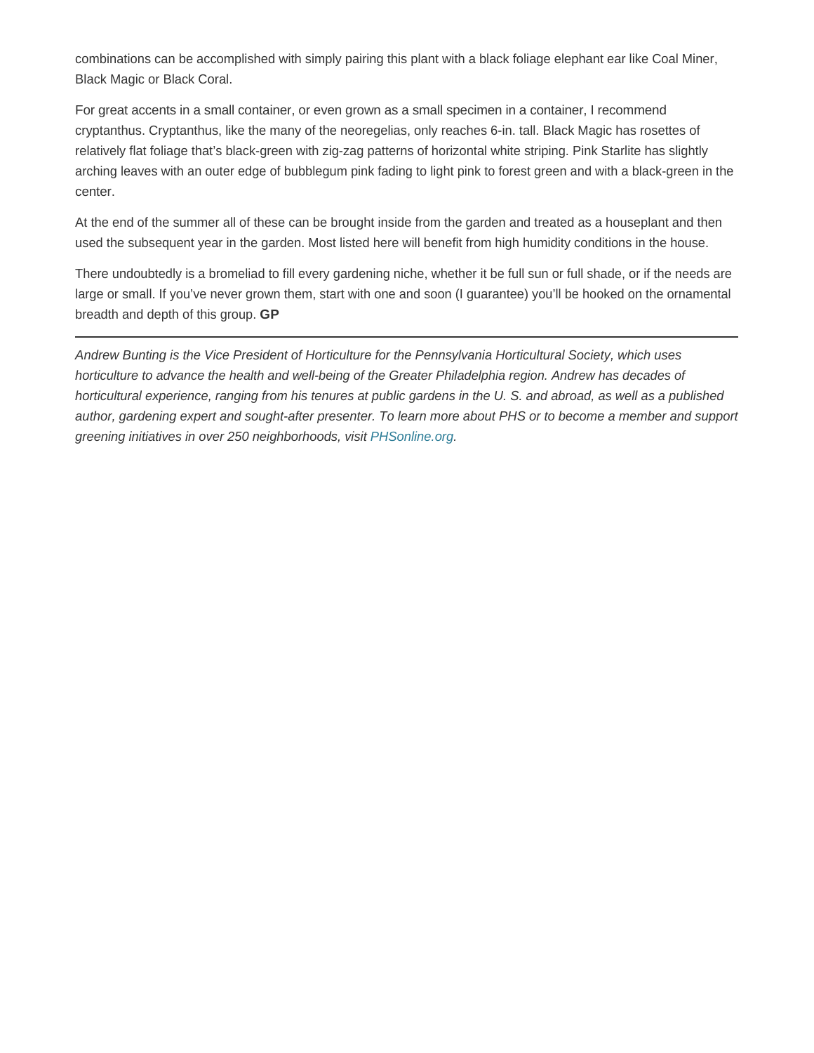combinations can be accomplished with simply pairing this plant with a black foliage elephant ear like Coal Miner, Black Magic or Black Coral.

For great accents in a small container, or even grown as a small specimen in a container, I recommend cryptanthus. Cryptanthus, like the many of the neoregelias, only reaches 6-in. tall. Black Magic has rosettes of relatively flat foliage that's black-green with zig-zag patterns of horizontal white striping. Pink Starlite has slightly arching leaves with an outer edge of bubblegum pink fading to light pink to forest green and with a black-green in the center.

At the end of the summer all of these can be brought inside from the garden and treated as a houseplant and then used the subsequent year in the garden. Most listed here will benefit from high humidity conditions in the house.

There undoubtedly is a bromeliad to fill every gardening niche, whether it be full sun or full shade, or if the needs are large or small. If you've never grown them, start with one and soon (I guarantee) you'll be hooked on the ornamental breadth and depth of this group. **GP**

---

*Andrew Bunting is the Vice President of Horticulture for the Pennsylvania Horticultural Society, which uses horticulture to advance the health and well-being of the Greater Philadelphia region. Andrew has decades of horticultural experience, ranging from his tenures at public gardens in the U. S. and abroad, as well as a published author, gardening expert and sought-after presenter. To learn more about PHS or to become a member and support greening initiatives in over 250 neighborhoods, visit PHSonline.org.*